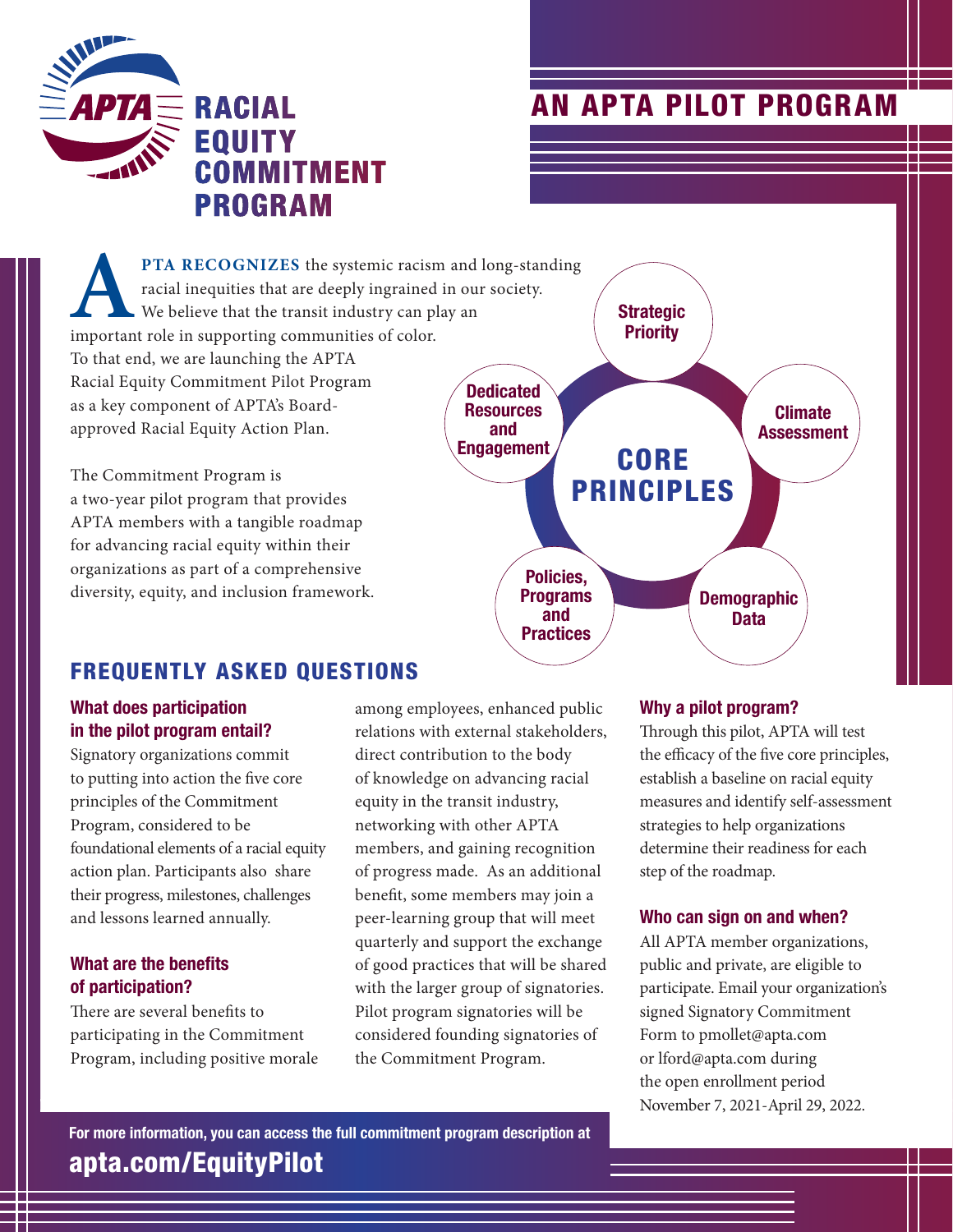# APTA RACIAL EQUITY COMMITMENT PROGRAM

## AN APTA PILOT PROGRAM

**APTA RECOGNIZES** the systemic racism and long-standing racial inequities that are deeply ingrained in our society. We believe that the transit industry can play an important role in supporting communities of color. To that end, we are launching the APTA Racial Equity Commitment Pilot Program as a key component of APTA's Board-approved Racial Equity Action Plan.

The Commitment Program is a two-year pilot program that provides APTA members with a tangible roadmap for advancing racial equity within their organizations as part of a comprehensive diversity, equity, and inclusion framework.

CORE PRINCIPLES

Strategic Priority

Climate Assessment

Demographic Data

Policies, Programs and Practices

Dedicated Resources and Engagement

## FREQUENTLY ASKED QUESTIONS

### What does participation in the pilot program entail?

Signatory organizations commit to putting into action the five core principles of the Commitment Program, considered to be foundational elements of a racial equity action plan. Participants also share their progress, milestones, challenges and lessons learned annually.

### What are the benefits of participation?

There are several benefits to participating in the Commitment Program, including positive morale among employees, enhanced public relations with external stakeholders, direct contribution to the body of knowledge on advancing racial equity in the transit industry, networking with other APTA members, and gaining recognition of progress made. As an additional benefit, some members may join a peer-learning group that will meet quarterly and support the exchange of good practices that will be shared with the larger group of signatories. Pilot program signatories will be considered founding signatories of the Commitment Program.

### Why a pilot program?

Through this pilot, APTA will test the efficacy of the five core principles, establish a baseline on racial equity measures and identify self-assessment strategies to help organizations determine their readiness for each step of the roadmap.

### Who can sign on and when?

All APTA member organizations, public and private, are eligible to participate. Email your organization's signed Signatory Commitment Form to pmollet@apta.com or lford@apta.com during the open enrollment period November 7, 2021-April 29, 2022.

**For more information, you can access the full commitment program description at**

**apta.com/EquityPilot**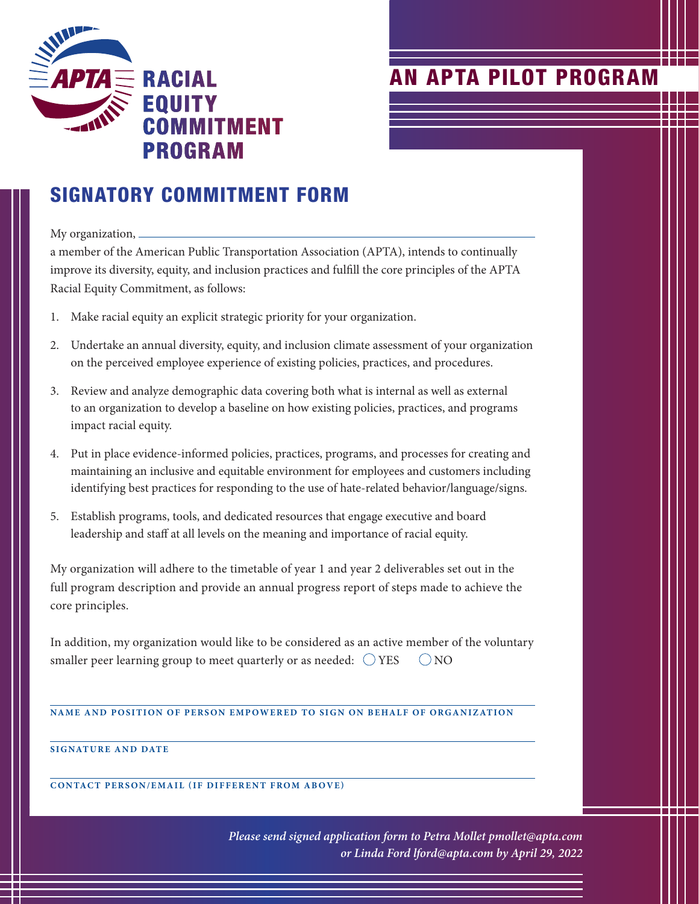APTA

# RACIAL EQUITY COMMITMENT PROGRAM

AN APTA PILOT PROGRAM

## SIGNATORY COMMITMENT FORM

My organization, ______________________________________________

a member of the American Public Transportation Association (APTA), intends to continually improve its diversity, equity, and inclusion practices and fulfill the core principles of the APTA Racial Equity Commitment, as follows:

1. Make racial equity an explicit strategic priority for your organization.
2. Undertake an annual diversity, equity, and inclusion climate assessment of your organization on the perceived employee experience of existing policies, practices, and procedures.
3. Review and analyze demographic data covering both what is internal as well as external to an organization to develop a baseline on how existing policies, practices, and programs impact racial equity.
4. Put in place evidence-informed policies, practices, programs, and processes for creating and maintaining an inclusive and equitable environment for employees and customers including identifying best practices for responding to the use of hate-related behavior/language/signs.
5. Establish programs, tools, and dedicated resources that engage executive and board leadership and staff at all levels on the meaning and importance of racial equity.

My organization will adhere to the timetable of year 1 and year 2 deliverables set out in the full program description and provide an annual progress report of steps made to achieve the core principles.

In addition, my organization would like to be considered as an active member of the voluntary smaller peer learning group to meet quarterly or as needed: ◯ YES ◯ NO

______________________________________________
**NAME AND POSITION OF PERSON EMPOWERED TO SIGN ON BEHALF OF ORGANIZATION**

______________________________________________
**SIGNATURE AND DATE**

______________________________________________
**CONTACT PERSON/EMAIL (IF DIFFERENT FROM ABOVE)**

***Please send signed application form to Petra Mollet pmollet@apta.com or Linda Ford lford@apta.com by April 29, 2022***